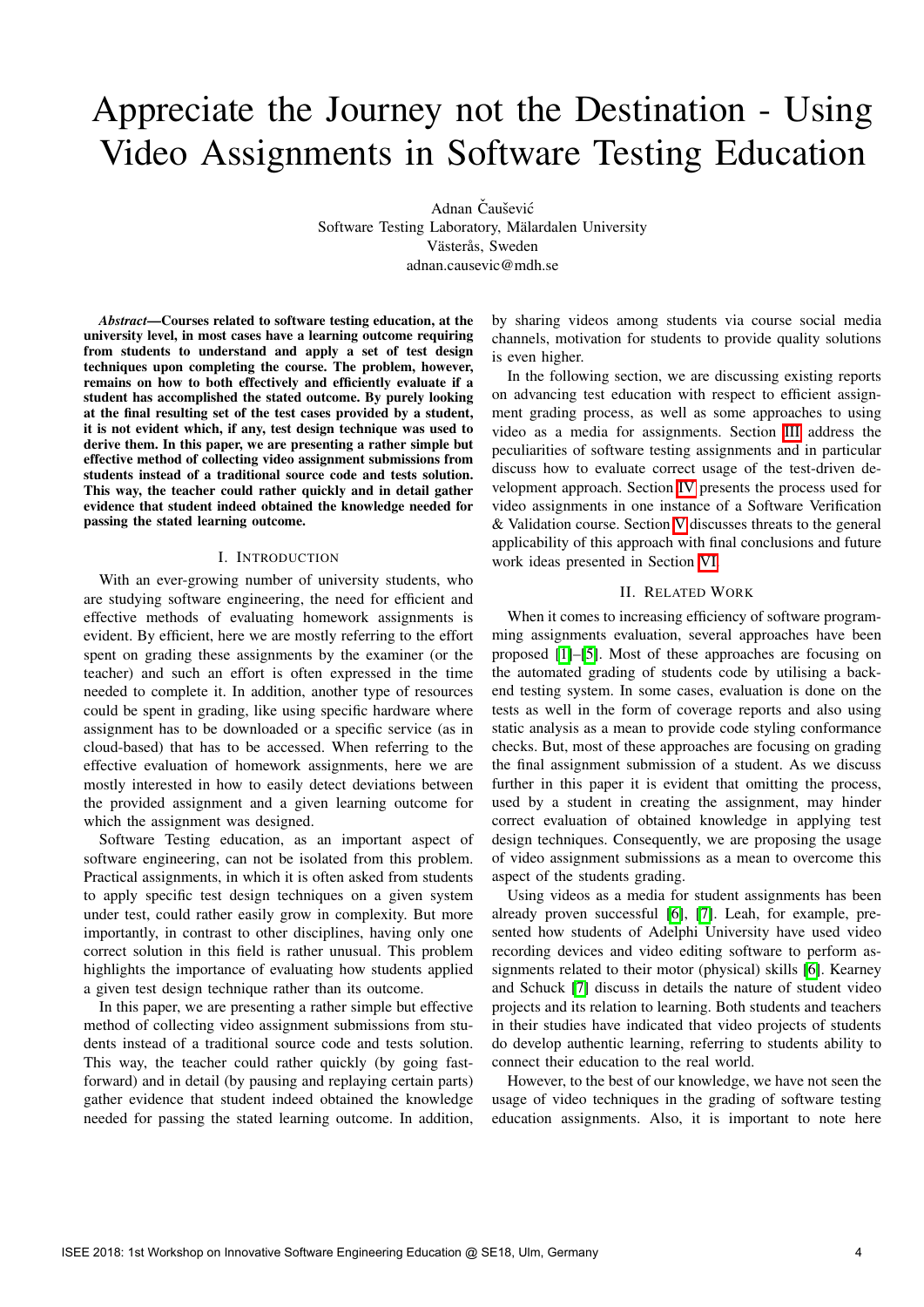# Appreciate the Journey not the Destination - Using Video Assignments in Software Testing Education

Adnan Čaušević
Software Testing Laboratory, Mälardalen University
Västerås, Sweden
adnan.causevic@mdh.se

***Abstract*—Courses related to software testing education, at the university level, in most cases have a learning outcome requiring from students to understand and apply a set of test design techniques upon completing the course. The problem, however, remains on how to both effectively and efficiently evaluate if a student has accomplished the stated outcome. By purely looking at the final resulting set of the test cases provided by a student, it is not evident which, if any, test design technique was used to derive them. In this paper, we are presenting a rather simple but effective method of collecting video assignment submissions from students instead of a traditional source code and tests solution. This way, the teacher could rather quickly and in detail gather evidence that student indeed obtained the knowledge needed for passing the stated learning outcome.**

## I. Introduction

With an ever-growing number of university students, who are studying software engineering, the need for efficient and effective methods of evaluating homework assignments is evident. By efficient, here we are mostly referring to the effort spent on grading these assignments by the examiner (or the teacher) and such an effort is often expressed in the time needed to complete it. In addition, another type of resources could be spent in grading, like using specific hardware where assignment has to be downloaded or a specific service (as in cloud-based) that has to be accessed. When referring to the effective evaluation of homework assignments, here we are mostly interested in how to easily detect deviations between the provided assignment and a given learning outcome for which the assignment was designed.

Software Testing education, as an important aspect of software engineering, can not be isolated from this problem. Practical assignments, in which it is often asked from students to apply specific test design techniques on a given system under test, could rather easily grow in complexity. But more importantly, in contrast to other disciplines, having only one correct solution in this field is rather unusual. This problem highlights the importance of evaluating how students applied a given test design technique rather than its outcome.

In this paper, we are presenting a rather simple but effective method of collecting video assignment submissions from students instead of a traditional source code and tests solution. This way, the teacher could rather quickly (by going fast-forward) and in detail (by pausing and replaying certain parts) gather evidence that student indeed obtained the knowledge needed for passing the stated learning outcome. In addition, by sharing videos among students via course social media channels, motivation for students to provide quality solutions is even higher.

In the following section, we are discussing existing reports on advancing test education with respect to efficient assignment grading process, as well as some approaches to using video as a media for assignments. Section III address the peculiarities of software testing assignments and in particular discuss how to evaluate correct usage of the test-driven development approach. Section IV presents the process used for video assignments in one instance of a Software Verification & Validation course. Section V discusses threats to the general applicability of this approach with final conclusions and future work ideas presented in Section VI.

## II. Related Work

When it comes to increasing efficiency of software programming assignments evaluation, several approaches have been proposed [1]–[5]. Most of these approaches are focusing on the automated grading of students code by utilising a back-end testing system. In some cases, evaluation is done on the tests as well in the form of coverage reports and also using static analysis as a mean to provide code styling conformance checks. But, most of these approaches are focusing on grading the final assignment submission of a student. As we discuss further in this paper it is evident that omitting the process, used by a student in creating the assignment, may hinder correct evaluation of obtained knowledge in applying test design techniques. Consequently, we are proposing the usage of video assignment submissions as a mean to overcome this aspect of the students grading.

Using videos as a media for student assignments has been already proven successful [6], [7]. Leah, for example, presented how students of Adelphi University have used video recording devices and video editing software to perform assignments related to their motor (physical) skills [6]. Kearney and Schuck [7] discuss in details the nature of student video projects and its relation to learning. Both students and teachers in their studies have indicated that video projects of students do develop authentic learning, referring to students ability to connect their education to the real world.

However, to the best of our knowledge, we have not seen the usage of video techniques in the grading of software testing education assignments. Also, it is important to note here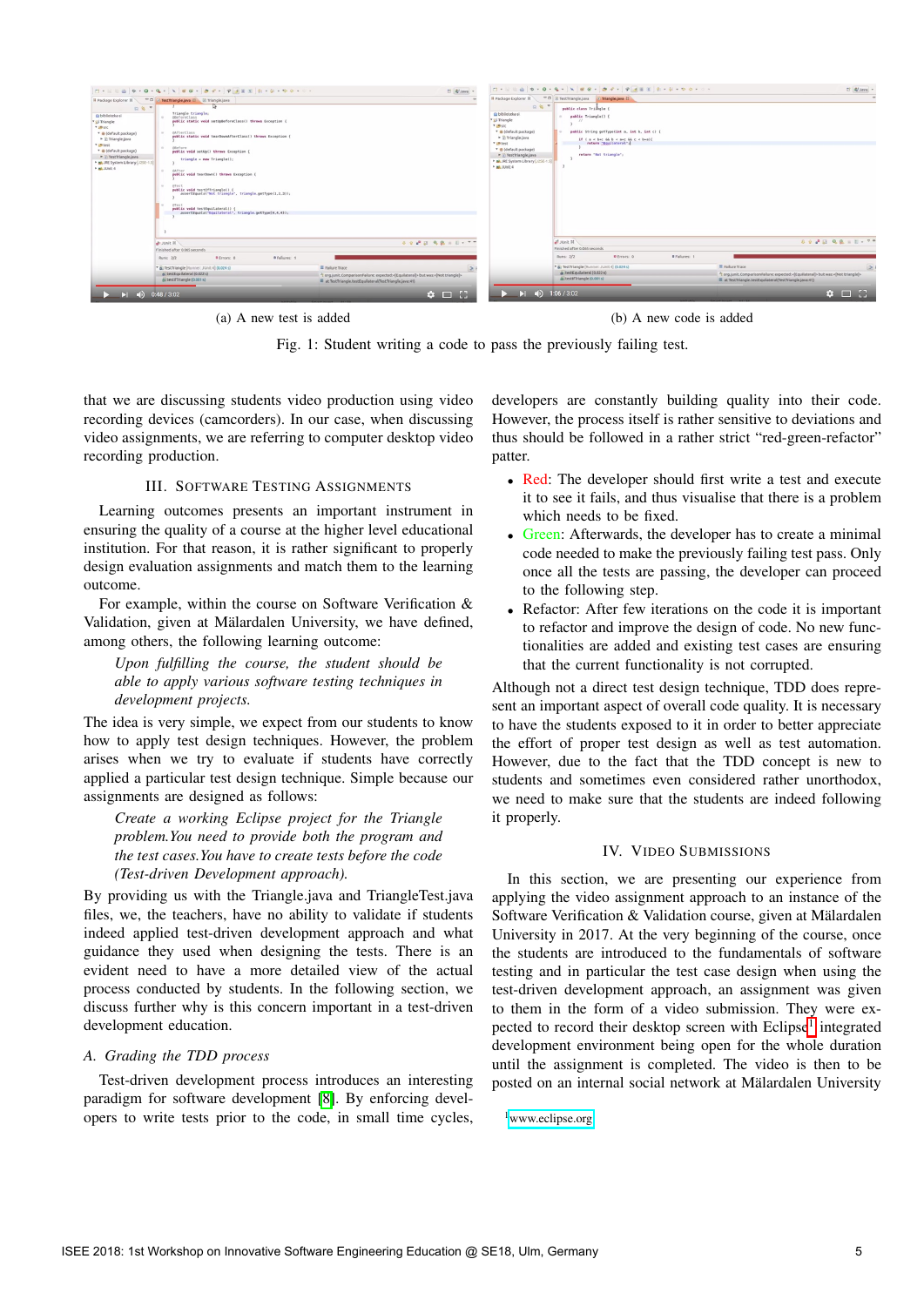(a) A new test is added

(b) A new code is added

Fig. 1: Student writing a code to pass the previously failing test.

that we are discussing students video production using video recording devices (camcorders). In our case, when discussing video assignments, we are referring to computer desktop video recording production.

## III. Software Testing Assignments

Learning outcomes presents an important instrument in ensuring the quality of a course at the higher level educational institution. For that reason, it is rather significant to properly design evaluation assignments and match them to the learning outcome.

For example, within the course on Software Verification & Validation, given at Mälardalen University, we have defined, among others, the following learning outcome:

> *Upon fulfilling the course, the student should be able to apply various software testing techniques in development projects.*

The idea is very simple, we expect from our students to know how to apply test design techniques. However, the problem arises when we try to evaluate if students have correctly applied a particular test design technique. Simple because our assignments are designed as follows:

> *Create a working Eclipse project for the Triangle problem.You need to provide both the program and the test cases.You have to create tests before the code (Test-driven Development approach).*

By providing us with the Triangle.java and TriangleTest.java files, we, the teachers, have no ability to validate if students indeed applied test-driven development approach and what guidance they used when designing the tests. There is an evident need to have a more detailed view of the actual process conducted by students. In the following section, we discuss further why is this concern important in a test-driven development education.

### A. Grading the TDD process

Test-driven development process introduces an interesting paradigm for software development [8]. By enforcing developers to write tests prior to the code, in small time cycles, developers are constantly building quality into their code. However, the process itself is rather sensitive to deviations and thus should be followed in a rather strict "red-green-refactor" patter.

- Red: The developer should first write a test and execute it to see it fails, and thus visualise that there is a problem which needs to be fixed.
- Green: Afterwards, the developer has to create a minimal code needed to make the previously failing test pass. Only once all the tests are passing, the developer can proceed to the following step.
- Refactor: After few iterations on the code it is important to refactor and improve the design of code. No new functionalities are added and existing test cases are ensuring that the current functionality is not corrupted.

Although not a direct test design technique, TDD does represent an important aspect of overall code quality. It is necessary to have the students exposed to it in order to better appreciate the effort of proper test design as well as test automation. However, due to the fact that the TDD concept is new to students and sometimes even considered rather unorthodox, we need to make sure that the students are indeed following it properly.

## IV. Video Submissions

In this section, we are presenting our experience from applying the video assignment approach to an instance of the Software Verification & Validation course, given at Mälardalen University in 2017. At the very beginning of the course, once the students are introduced to the fundamentals of software testing and in particular the test case design when using the test-driven development approach, an assignment was given to them in the form of a video submission. They were expected to record their desktop screen with Eclipse[1] integrated development environment being open for the whole duration until the assignment is completed. The video is then to be posted on an internal social network at Mälardalen University

[1] www.eclipse.org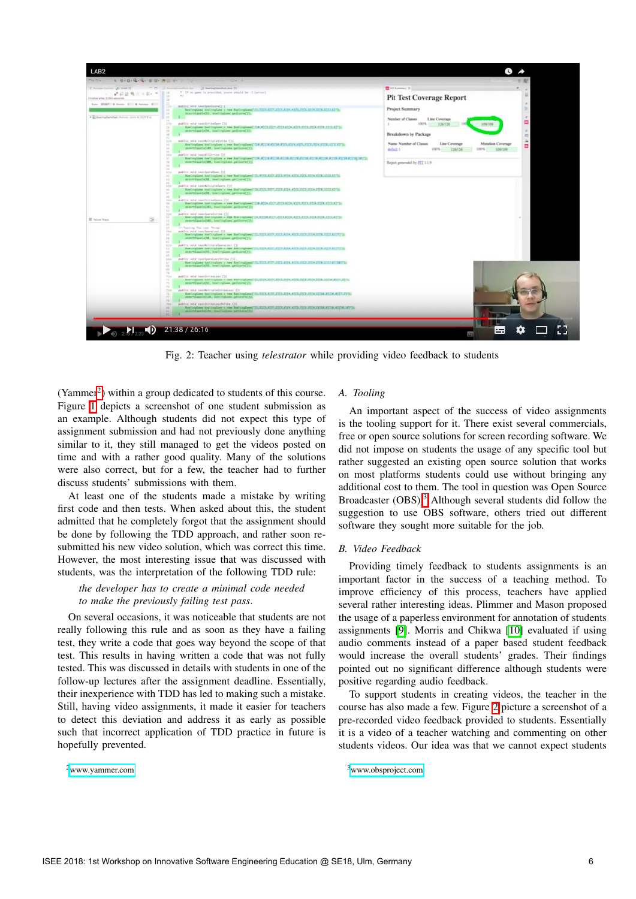Fig. 2: Teacher using *telestrator* while providing video feedback to students

(Yammer[2]) within a group dedicated to students of this course. Figure 1 depicts a screenshot of one student submission as an example. Although students did not expect this type of assignment submission and had not previously done anything similar to it, they still managed to get the videos posted on time and with a rather good quality. Many of the solutions were also correct, but for a few, the teacher had to further discuss students' submissions with them.

At least one of the students made a mistake by writing first code and then tests. When asked about this, the student admitted that he completely forgot that the assignment should be done by following the TDD approach, and rather soon re-submitted his new video solution, which was correct this time. However, the most interesting issue that was discussed with students, was the interpretation of the following TDD rule:

> *the developer has to create a minimal code needed to make the previously failing test pass.*

On several occasions, it was noticeable that students are not really following this rule and as soon as they have a failing test, they write a code that goes way beyond the scope of that test. This results in having written a code that was not fully tested. This was discussed in details with students in one of the follow-up lectures after the assignment deadline. Essentially, their inexperience with TDD has led to making such a mistake. Still, having video assignments, it made it easier for teachers to detect this deviation and address it as early as possible such that incorrect application of TDD practice in future is hopefully prevented.

### A. Tooling

An important aspect of the success of video assignments is the tooling support for it. There exist several commercials, free or open source solutions for screen recording software. We did not impose on students the usage of any specific tool but rather suggested an existing open source solution that works on most platforms students could use without bringing any additional cost to them. The tool in question was Open Source Broadcaster (OBS).[3] Although several students did follow the suggestion to use OBS software, others tried out different software they sought more suitable for the job.

### B. Video Feedback

Providing timely feedback to students assignments is an important factor in the success of a teaching method. To improve efficiency of this process, teachers have applied several rather interesting ideas. Plimmer and Mason proposed the usage of a paperless environment for annotation of students assignments [9]. Morris and Chikwa [10] evaluated if using audio comments instead of a paper based student feedback would increase the overall students' grades. Their findings pointed out no significant difference although students were positive regarding audio feedback.

To support students in creating videos, the teacher in the course has also made a few. Figure 2 picture a screenshot of a pre-recorded video feedback provided to students. Essentially it is a video of a teacher watching and commenting on other students videos. Our idea was that we cannot expect students

[2] www.yammer.com

[3] www.obsproject.com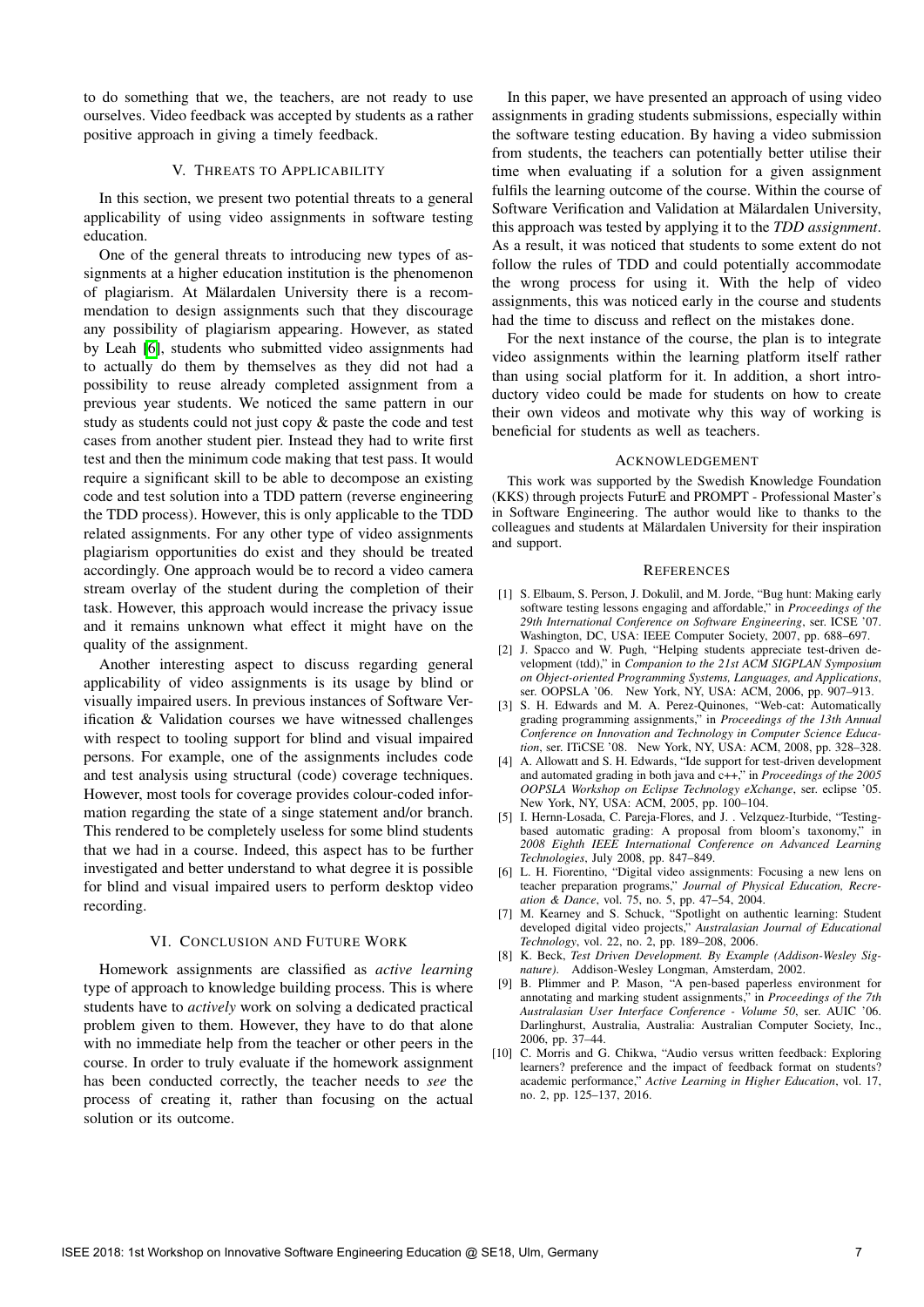to do something that we, the teachers, are not ready to use ourselves. Video feedback was accepted by students as a rather positive approach in giving a timely feedback.

## V. Threats to Applicability

In this section, we present two potential threats to a general applicability of using video assignments in software testing education.

One of the general threats to introducing new types of assignments at a higher education institution is the phenomenon of plagiarism. At Mälardalen University there is a recommendation to design assignments such that they discourage any possibility of plagiarism appearing. However, as stated by Leah [6], students who submitted video assignments had to actually do them by themselves as they did not had a possibility to reuse already completed assignment from a previous year students. We noticed the same pattern in our study as students could not just copy & paste the code and test cases from another student pier. Instead they had to write first test and then the minimum code making that test pass. It would require a significant skill to be able to decompose an existing code and test solution into a TDD pattern (reverse engineering the TDD process). However, this is only applicable to the TDD related assignments. For any other type of video assignments plagiarism opportunities do exist and they should be treated accordingly. One approach would be to record a video camera stream overlay of the student during the completion of their task. However, this approach would increase the privacy issue and it remains unknown what effect it might have on the quality of the assignment.

Another interesting aspect to discuss regarding general applicability of video assignments is its usage by blind or visually impaired users. In previous instances of Software Verification & Validation courses we have witnessed challenges with respect to tooling support for blind and visual impaired persons. For example, one of the assignments includes code and test analysis using structural (code) coverage techniques. However, most tools for coverage provides colour-coded information regarding the state of a singe statement and/or branch. This rendered to be completely useless for some blind students that we had in a course. Indeed, this aspect has to be further investigated and better understand to what degree it is possible for blind and visual impaired users to perform desktop video recording.

## VI. Conclusion and Future Work

Homework assignments are classified as *active learning* type of approach to knowledge building process. This is where students have to *actively* work on solving a dedicated practical problem given to them. However, they have to do that alone with no immediate help from the teacher or other peers in the course. In order to truly evaluate if the homework assignment has been conducted correctly, the teacher needs to *see* the process of creating it, rather than focusing on the actual solution or its outcome.

In this paper, we have presented an approach of using video assignments in grading students submissions, especially within the software testing education. By having a video submission from students, the teachers can potentially better utilise their time when evaluating if a solution for a given assignment fulfils the learning outcome of the course. Within the course of Software Verification and Validation at Mälardalen University, this approach was tested by applying it to the *TDD assignment*. As a result, it was noticed that students to some extent do not follow the rules of TDD and could potentially accommodate the wrong process for using it. With the help of video assignments, this was noticed early in the course and students had the time to discuss and reflect on the mistakes done.

For the next instance of the course, the plan is to integrate video assignments within the learning platform itself rather than using social platform for it. In addition, a short introductory video could be made for students on how to create their own videos and motivate why this way of working is beneficial for students as well as teachers.

## Acknowledgement

This work was supported by the Swedish Knowledge Foundation (KKS) through projects FuturE and PROMPT - Professional Master's in Software Engineering. The author would like to thanks to the colleagues and students at Mälardalen University for their inspiration and support.

## References

[1] S. Elbaum, S. Person, J. Dokulil, and M. Jorde, "Bug hunt: Making early software testing lessons engaging and affordable," in *Proceedings of the 29th International Conference on Software Engineering*, ser. ICSE '07. Washington, DC, USA: IEEE Computer Society, 2007, pp. 688–697.

[2] J. Spacco and W. Pugh, "Helping students appreciate test-driven development (tdd)," in *Companion to the 21st ACM SIGPLAN Symposium on Object-oriented Programming Systems, Languages, and Applications*, ser. OOPSLA '06. New York, NY, USA: ACM, 2006, pp. 907–913.

[3] S. H. Edwards and M. A. Perez-Quinones, "Web-cat: Automatically grading programming assignments," in *Proceedings of the 13th Annual Conference on Innovation and Technology in Computer Science Education*, ser. ITiCSE '08. New York, NY, USA: ACM, 2008, pp. 328–328.

[4] A. Allowatt and S. H. Edwards, "Ide support for test-driven development and automated grading in both java and c++," in *Proceedings of the 2005 OOPSLA Workshop on Eclipse Technology eXchange*, ser. eclipse '05. New York, NY, USA: ACM, 2005, pp. 100–104.

[5] I. Hernn-Losada, C. Pareja-Flores, and J. . Velzquez-Iturbide, "Testing-based automatic grading: A proposal from bloom's taxonomy," in *2008 Eighth IEEE International Conference on Advanced Learning Technologies*, July 2008, pp. 847–849.

[6] L. H. Fiorentino, "Digital video assignments: Focusing a new lens on teacher preparation programs," *Journal of Physical Education, Recreation & Dance*, vol. 75, no. 5, pp. 47–54, 2004.

[7] M. Kearney and S. Schuck, "Spotlight on authentic learning: Student developed digital video projects," *Australasian Journal of Educational Technology*, vol. 22, no. 2, pp. 189–208, 2006.

[8] K. Beck, *Test Driven Development. By Example (Addison-Wesley Signature)*. Addison-Wesley Longman, Amsterdam, 2002.

[9] B. Plimmer and P. Mason, "A pen-based paperless environment for annotating and marking student assignments," in *Proceedings of the 7th Australasian User Interface Conference - Volume 50*, ser. AUIC '06. Darlinghurst, Australia, Australia: Australian Computer Society, Inc., 2006, pp. 37–44.

[10] C. Morris and G. Chikwa, "Audio versus written feedback: Exploring learners? preference and the impact of feedback format on students? academic performance," *Active Learning in Higher Education*, vol. 17, no. 2, pp. 125–137, 2016.